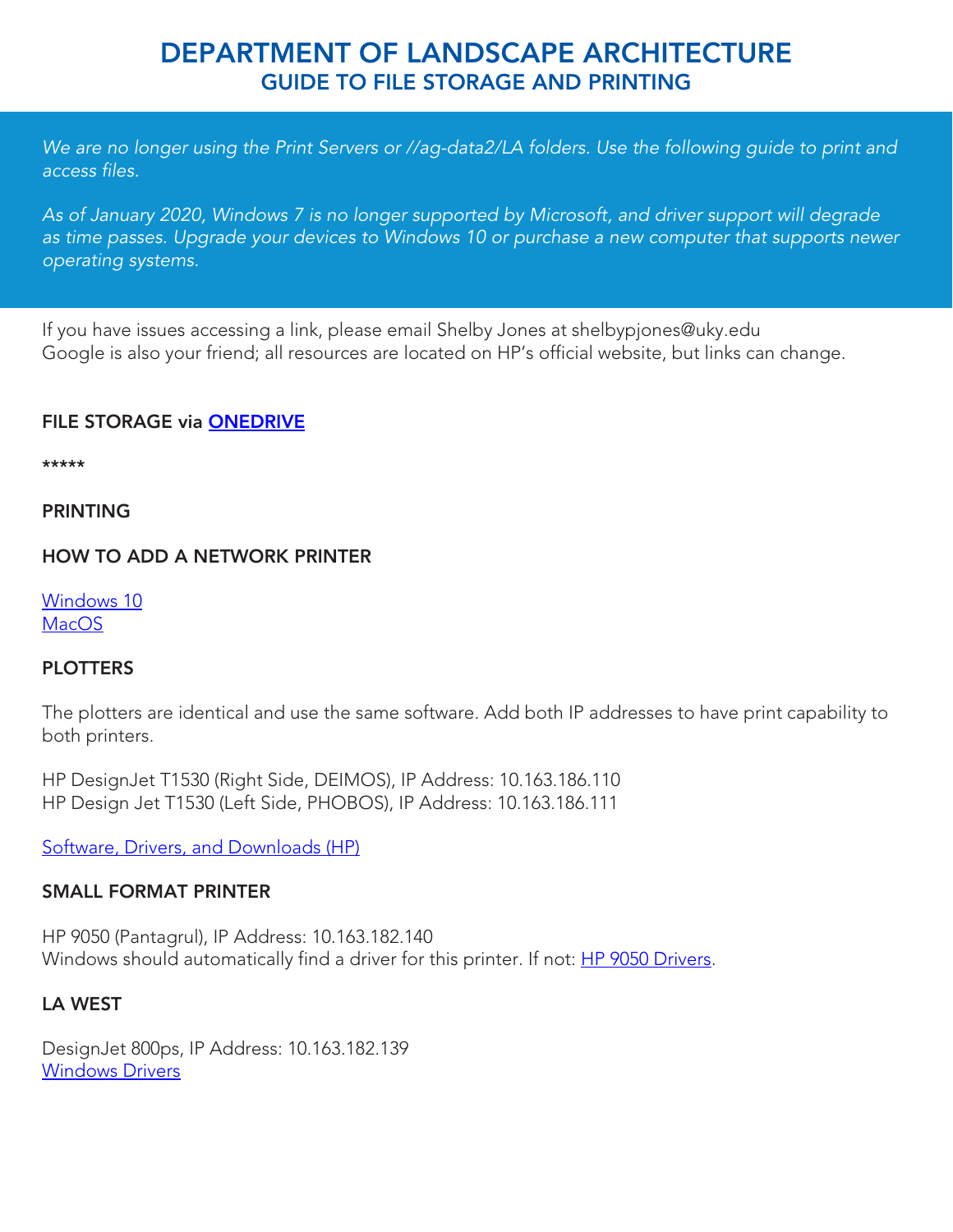# DEPARTMENT OF LANDSCAPE ARCHITECTURE

## GUIDE TO FILE STORAGE AND PRINTING

*We are no longer using the Print Servers or //ag-data2/LA folders. Use the following guide to print and access files.*

*As of January 2020, Windows 7 is no longer supported by Microsoft, and driver support will degrade as time passes. Upgrade your devices to Windows 10 or purchase a new computer that supports newer operating systems.*

If you have issues accessing a link, please email Shelby Jones at shelbypjones@uky.edu
Google is also your friend; all resources are located on HP's official website, but links can change.

**FILE STORAGE via ONEDRIVE**

*****

**PRINTING**

**HOW TO ADD A NETWORK PRINTER**

Windows 10
MacOS

**PLOTTERS**

The plotters are identical and use the same software. Add both IP addresses to have print capability to both printers.

HP DesignJet T1530 (Right Side, DEIMOS), IP Address: 10.163.186.110
HP Design Jet T1530 (Left Side, PHOBOS), IP Address: 10.163.186.111

Software, Drivers, and Downloads (HP)

**SMALL FORMAT PRINTER**

HP 9050 (Pantagrul), IP Address: 10.163.182.140
Windows should automatically find a driver for this printer. If not: HP 9050 Drivers.

**LA WEST**

DesignJet 800ps, IP Address: 10.163.182.139
Windows Drivers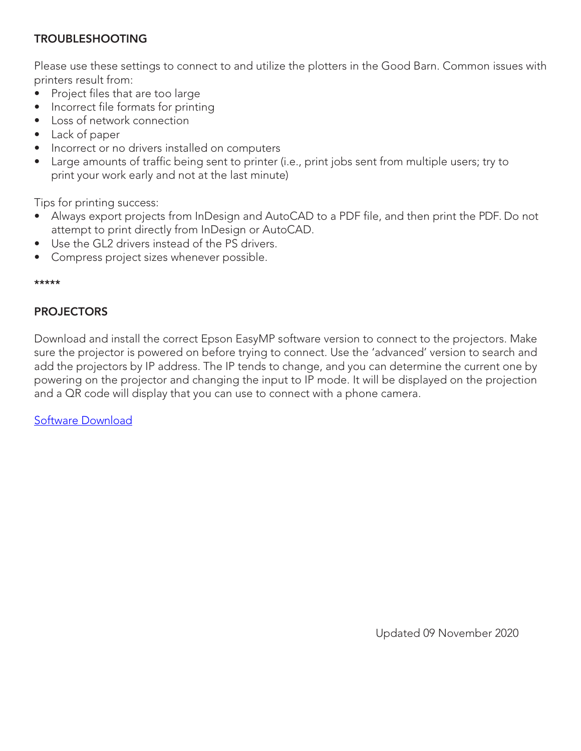## TROUBLESHOOTING

Please use these settings to connect to and utilize the plotters in the Good Barn. Common issues with printers result from:

- Project files that are too large
- Incorrect file formats for printing
- Loss of network connection
- Lack of paper
- Incorrect or no drivers installed on computers
- Large amounts of traffic being sent to printer (i.e., print jobs sent from multiple users; try to print your work early and not at the last minute)

Tips for printing success:

- Always export projects from InDesign and AutoCAD to a PDF file, and then print the PDF. Do not attempt to print directly from InDesign or AutoCAD.
- Use the GL2 drivers instead of the PS drivers.
- Compress project sizes whenever possible.

*****

## PROJECTORS

Download and install the correct Epson EasyMP software version to connect to the projectors. Make sure the projector is powered on before trying to connect. Use the 'advanced' version to search and add the projectors by IP address. The IP tends to change, and you can determine the current one by powering on the projector and changing the input to IP mode. It will be displayed on the projection and a QR code will display that you can use to connect with a phone camera.

Software Download

Updated 09 November 2020